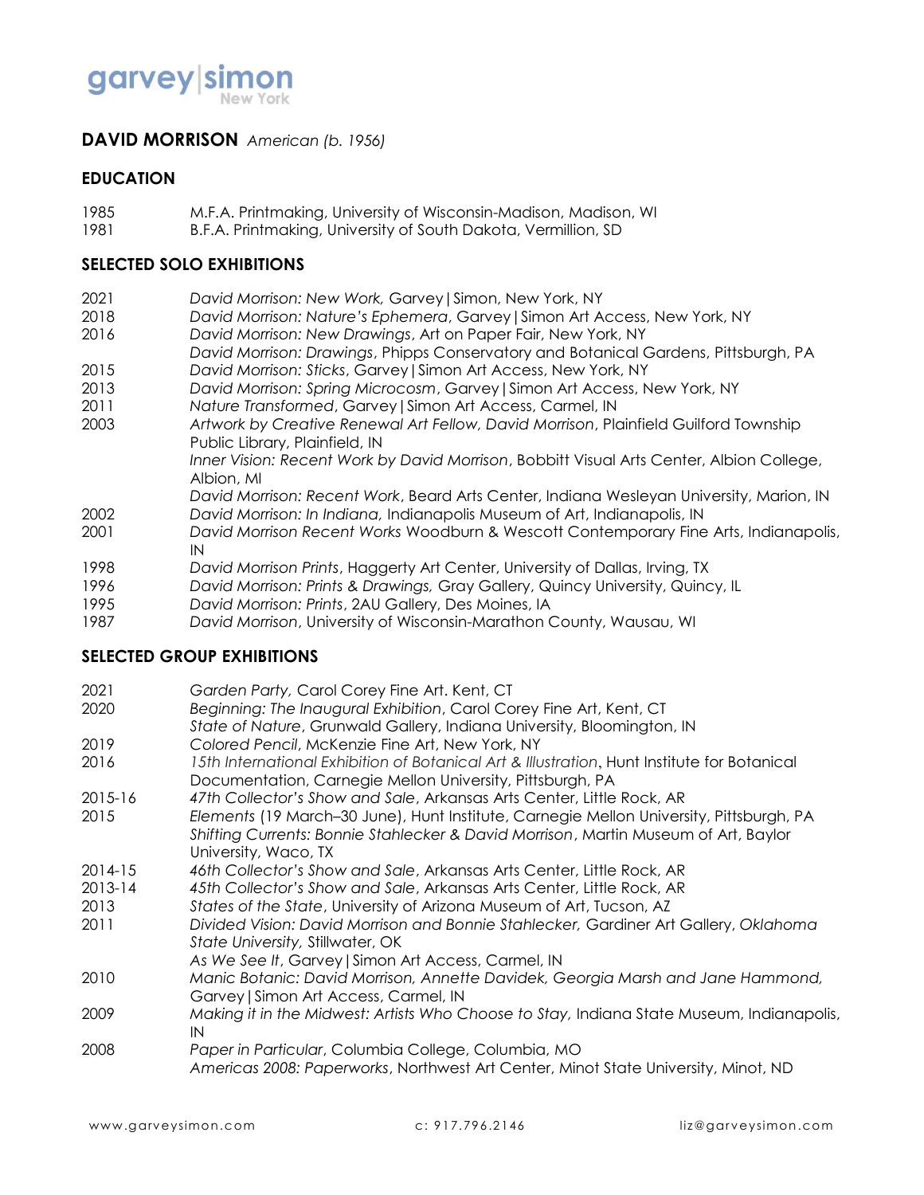garvey|simon
New York

# DAVID MORRISON *American (b. 1956)*

## EDUCATION

1985 M.F.A. Printmaking, University of Wisconsin-Madison, Madison, WI
1981 B.F.A. Printmaking, University of South Dakota, Vermillion, SD

## SELECTED SOLO EXHIBITIONS

2021 *David Morrison: New Work,* Garvey|Simon, New York, NY
2018 *David Morrison: Nature's Ephemera*, Garvey|Simon Art Access, New York, NY
2016 *David Morrison: New Drawings*, Art on Paper Fair, New York, NY
*David Morrison: Drawings*, Phipps Conservatory and Botanical Gardens, Pittsburgh, PA
2015 *David Morrison: Sticks*, Garvey|Simon Art Access, New York, NY
2013 *David Morrison: Spring Microcosm*, Garvey|Simon Art Access, New York, NY
2011 *Nature Transformed*, Garvey|Simon Art Access, Carmel, IN
2003 *Artwork by Creative Renewal Art Fellow, David Morrison*, Plainfield Guilford Township Public Library, Plainfield, IN
*Inner Vision: Recent Work by David Morrison*, Bobbitt Visual Arts Center, Albion College, Albion, MI
*David Morrison: Recent Work*, Beard Arts Center, Indiana Wesleyan University, Marion, IN
2002 *David Morrison: In Indiana,* Indianapolis Museum of Art, Indianapolis, IN
2001 *David Morrison Recent Works* Woodburn & Wescott Contemporary Fine Arts, Indianapolis, IN
1998 *David Morrison Prints*, Haggerty Art Center, University of Dallas, Irving, TX
1996 *David Morrison: Prints & Drawings,* Gray Gallery, Quincy University, Quincy, IL
1995 *David Morrison: Prints*, 2AU Gallery, Des Moines, IA
1987 *David Morrison*, University of Wisconsin-Marathon County, Wausau, WI

## SELECTED GROUP EXHIBITIONS

2021 *Garden Party,* Carol Corey Fine Art. Kent, CT
2020 *Beginning: The Inaugural Exhibition*, Carol Corey Fine Art, Kent, CT
*State of Nature*, Grunwald Gallery, Indiana University, Bloomington, IN
2019 *Colored Pencil*, McKenzie Fine Art, New York, NY
2016 *15th International Exhibition of Botanical Art & Illustration*, Hunt Institute for Botanical Documentation, Carnegie Mellon University, Pittsburgh, PA
2015-16 *47th Collector's Show and Sale*, Arkansas Arts Center, Little Rock, AR
2015 *Elements* (19 March–30 June), Hunt Institute, Carnegie Mellon University, Pittsburgh, PA
*Shifting Currents: Bonnie Stahlecker & David Morrison*, Martin Museum of Art, Baylor University, Waco, TX
2014-15 *46th Collector's Show and Sale*, Arkansas Arts Center, Little Rock, AR
2013-14 *45th Collector's Show and Sale*, Arkansas Arts Center, Little Rock, AR
2013 *States of the State*, University of Arizona Museum of Art, Tucson, AZ
2011 *Divided Vision: David Morrison and Bonnie Stahlecker,* Gardiner Art Gallery, *Oklahoma State University,* Stillwater, OK
*As We See It*, Garvey|Simon Art Access, Carmel, IN
2010 *Manic Botanic: David Morrison, Annette Davidek, Georgia Marsh and Jane Hammond,* Garvey|Simon Art Access, Carmel, IN
2009 *Making it in the Midwest: Artists Who Choose to Stay,* Indiana State Museum, Indianapolis, IN
2008 *Paper in Particular*, Columbia College, Columbia, MO
*Americas 2008: Paperworks*, Northwest Art Center, Minot State University, Minot, ND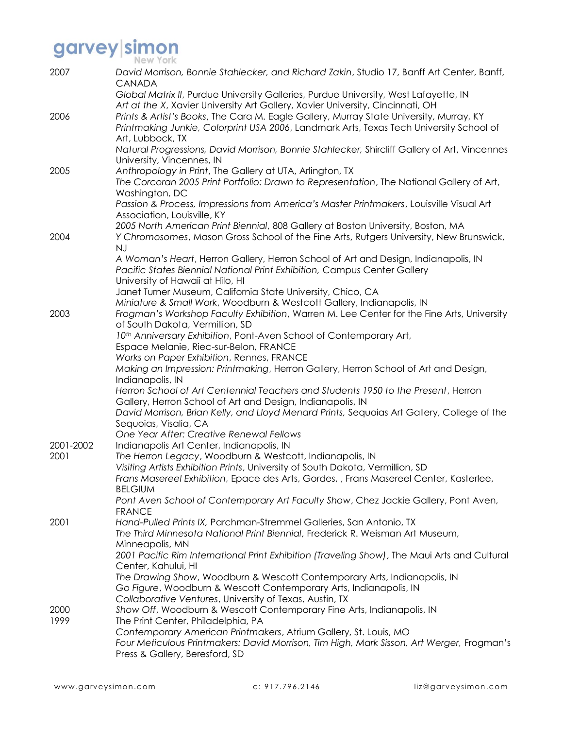| | |
|---|---|
| 2007 | *David Morrison, Bonnie Stahlecker, and Richard Zakin*, Studio 17, Banff Art Center, Banff, CANADA |
| | *Global Matrix II*, Purdue University Galleries, Purdue University, West Lafayette, IN |
| | *Art at the X*, Xavier University Art Gallery, Xavier University, Cincinnati, OH |
| 2006 | *Prints & Artist's Books*, The Cara M. Eagle Gallery, Murray State University, Murray, KY |
| | *Printmaking Junkie, Colorprint USA 2006*, Landmark Arts, Texas Tech University School of Art, Lubbock, TX |
| | *Natural Progressions, David Morrison, Bonnie Stahlecker,* Shircliff Gallery of Art, Vincennes University, Vincennes, IN |
| 2005 | *Anthropology in Print*, The Gallery at UTA, Arlington, TX |
| | *The Corcoran 2005 Print Portfolio: Drawn to Representation*, The National Gallery of Art, Washington, DC |
| | *Passion & Process, Impressions from America's Master Printmakers*, Louisville Visual Art Association, Louisville, KY |
| | *2005 North American Print Biennial*, 808 Gallery at Boston University, Boston, MA |
| 2004 | *Y Chromosomes*, Mason Gross School of the Fine Arts, Rutgers University, New Brunswick, NJ |
| | *A Woman's Heart*, Herron Gallery, Herron School of Art and Design, Indianapolis, IN |
| | *Pacific States Biennial National Print Exhibition,* Campus Center Gallery University of Hawaii at Hilo, HI |
| | Janet Turner Museum, California State University, Chico, CA |
| | *Miniature & Small Work*, Woodburn & Westcott Gallery, Indianapolis, IN |
| 2003 | *Frogman's Workshop Faculty Exhibition*, Warren M. Lee Center for the Fine Arts, University of South Dakota, Vermillion, SD |
| | *10th Anniversary Exhibition*, Pont-Aven School of Contemporary Art, Espace Melanie, Riec-sur-Belon, FRANCE |
| | *Works on Paper Exhibition*, Rennes, FRANCE |
| | *Making an Impression: Printmaking*, Herron Gallery, Herron School of Art and Design, Indianapolis, IN |
| | *Herron School of Art Centennial Teachers and Students 1950 to the Present*, Herron Gallery, Herron School of Art and Design, Indianapolis, IN |
| | *David Morrison, Brian Kelly, and Lloyd Menard Prints,* Sequoias Art Gallery, College of the Sequoias, Visalia, CA |
| | *One Year After: Creative Renewal Fellows* |
| 2001-2002 | Indianapolis Art Center, Indianapolis, IN |
| 2001 | *The Herron Legacy*, Woodburn & Westcott, Indianapolis, IN |
| | *Visiting Artists Exhibition Prints*, University of South Dakota, Vermillion, SD |
| | *Frans Masereel Exhibition*, Epace des Arts, Gordes, , Frans Masereel Center, Kasterlee, BELGIUM |
| | *Pont Aven School of Contemporary Art Faculty Show*, Chez Jackie Gallery, Pont Aven, FRANCE |
| 2001 | *Hand-Pulled Prints IX,* Parchman-Stremmel Galleries, San Antonio, TX |
| | *The Third Minnesota National Print Biennial*, Frederick R. Weisman Art Museum, Minneapolis, MN |
| | *2001 Pacific Rim International Print Exhibition (Traveling Show)*, The Maui Arts and Cultural Center, Kahului, HI |
| | *The Drawing Show*, Woodburn & Wescott Contemporary Arts, Indianapolis, IN |
| | *Go Figure*, Woodburn & Wescott Contemporary Arts, Indianapolis, IN |
| | *Collaborative Ventures*, University of Texas, Austin, TX |
| 2000 | *Show Off*, Woodburn & Wescott Contemporary Fine Arts, Indianapolis, IN |
| 1999 | The Print Center, Philadelphia, PA |
| | *Contemporary American Printmakers*, Atrium Gallery, St. Louis, MO |
| | *Four Meticulous Printmakers: David Morrison, Tim High, Mark Sisson, Art Werger,* Frogman's Press & Gallery, Beresford, SD |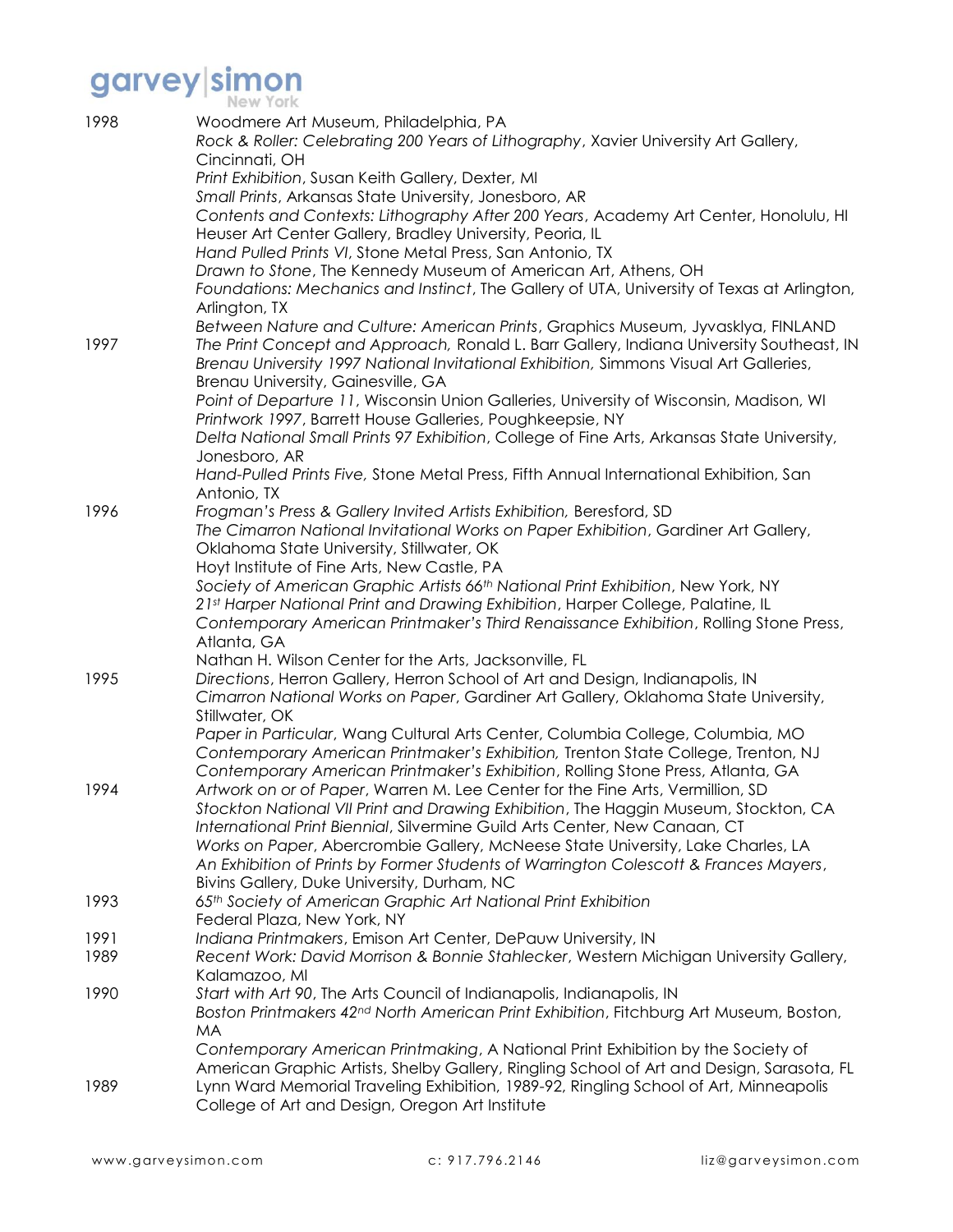1998

Woodmere Art Museum, Philadelphia, PA
*Rock & Roller: Celebrating 200 Years of Lithography*, Xavier University Art Gallery, Cincinnati, OH
*Print Exhibition*, Susan Keith Gallery, Dexter, MI
*Small Prints*, Arkansas State University, Jonesboro, AR
*Contents and Contexts: Lithography After 200 Years*, Academy Art Center, Honolulu, HI
Heuser Art Center Gallery, Bradley University, Peoria, IL
*Hand Pulled Prints VI*, Stone Metal Press, San Antonio, TX
*Drawn to Stone*, The Kennedy Museum of American Art, Athens, OH
*Foundations: Mechanics and Instinct*, The Gallery of UTA, University of Texas at Arlington, Arlington, TX
*Between Nature and Culture: American Prints*, Graphics Museum, Jyvasklya, FINLAND

1997

*The Print Concept and Approach,* Ronald L. Barr Gallery, Indiana University Southeast, IN
*Brenau University 1997 National Invitational Exhibition,* Simmons Visual Art Galleries, Brenau University, Gainesville, GA
*Point of Departure 11*, Wisconsin Union Galleries, University of Wisconsin, Madison, WI
*Printwork 1997*, Barrett House Galleries, Poughkeepsie, NY
*Delta National Small Prints 97 Exhibition*, College of Fine Arts, Arkansas State University, Jonesboro, AR
*Hand-Pulled Prints Five,* Stone Metal Press, Fifth Annual International Exhibition, San Antonio, TX

1996

*Frogman's Press & Gallery Invited Artists Exhibition,* Beresford, SD
*The Cimarron National Invitational Works on Paper Exhibition*, Gardiner Art Gallery, Oklahoma State University, Stillwater, OK
Hoyt Institute of Fine Arts, New Castle, PA
*Society of American Graphic Artists 66th National Print Exhibition*, New York, NY
*21st Harper National Print and Drawing Exhibition*, Harper College, Palatine, IL
*Contemporary American Printmaker's Third Renaissance Exhibition*, Rolling Stone Press, Atlanta, GA
Nathan H. Wilson Center for the Arts, Jacksonville, FL

1995

*Directions*, Herron Gallery, Herron School of Art and Design, Indianapolis, IN
*Cimarron National Works on Paper*, Gardiner Art Gallery, Oklahoma State University, Stillwater, OK
*Paper in Particular*, Wang Cultural Arts Center, Columbia College, Columbia, MO
*Contemporary American Printmaker's Exhibition,* Trenton State College, Trenton, NJ
*Contemporary American Printmaker's Exhibition*, Rolling Stone Press, Atlanta, GA

1994

*Artwork on or of Paper*, Warren M. Lee Center for the Fine Arts, Vermillion, SD
*Stockton National VII Print and Drawing Exhibition*, The Haggin Museum, Stockton, CA
*International Print Biennial*, Silvermine Guild Arts Center, New Canaan, CT
*Works on Paper*, Abercrombie Gallery, McNeese State University, Lake Charles, LA
*An Exhibition of Prints by Former Students of Warrington Colescott & Frances Mayers*, Bivins Gallery, Duke University, Durham, NC

1993

*65th Society of American Graphic Art National Print Exhibition*
Federal Plaza, New York, NY

1991

*Indiana Printmakers*, Emison Art Center, DePauw University, IN

1989

*Recent Work: David Morrison & Bonnie Stahlecker*, Western Michigan University Gallery, Kalamazoo, MI

1990

*Start with Art 90*, The Arts Council of Indianapolis, Indianapolis, IN
*Boston Printmakers 42nd North American Print Exhibition*, Fitchburg Art Museum, Boston, MA
*Contemporary American Printmaking*, A National Print Exhibition by the Society of American Graphic Artists, Shelby Gallery, Ringling School of Art and Design, Sarasota, FL

1989

Lynn Ward Memorial Traveling Exhibition, 1989-92, Ringling School of Art, Minneapolis College of Art and Design, Oregon Art Institute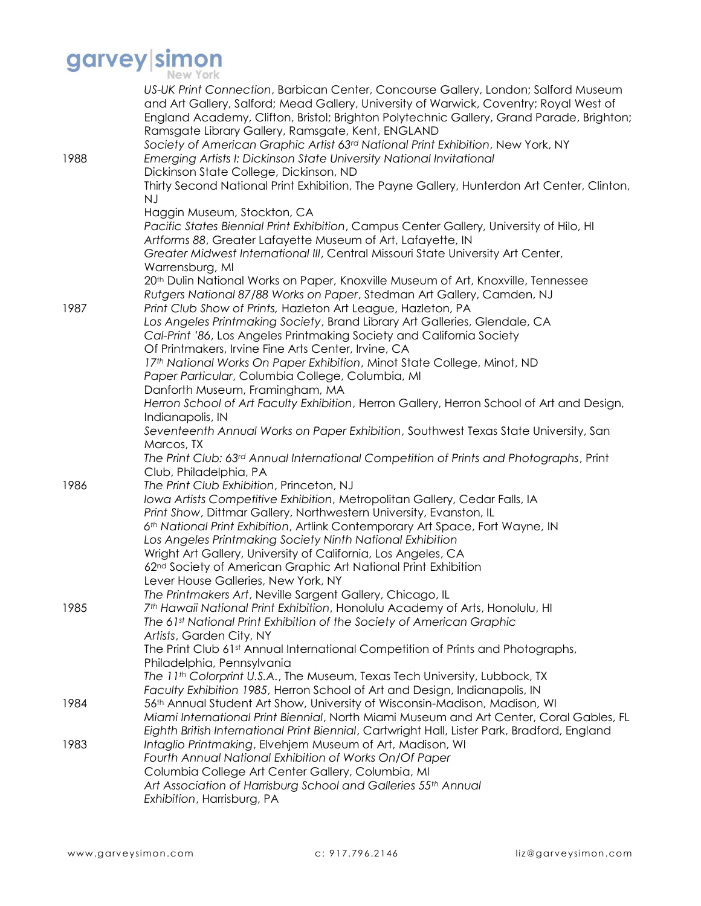*US-UK Print Connection*, Barbican Center, Concourse Gallery, London; Salford Museum and Art Gallery, Salford; Mead Gallery, University of Warwick, Coventry; Royal West of England Academy, Clifton, Bristol; Brighton Polytechnic Gallery, Grand Parade, Brighton; Ramsgate Library Gallery, Ramsgate, Kent, ENGLAND

*Society of American Graphic Artist 63rd National Print Exhibition*, New York, NY

**1988**

*Emerging Artists I: Dickinson State University National Invitational* Dickinson State College, Dickinson, ND

Thirty Second National Print Exhibition, The Payne Gallery, Hunterdon Art Center, Clinton, NJ

Haggin Museum, Stockton, CA

*Pacific States Biennial Print Exhibition*, Campus Center Gallery, University of Hilo, HI

*Artforms 88*, Greater Lafayette Museum of Art, Lafayette, IN

*Greater Midwest International III*, Central Missouri State University Art Center, Warrensburg, MI

20th Dulin National Works on Paper, Knoxville Museum of Art, Knoxville, Tennessee

*Rutgers National 87/88 Works on Paper*, Stedman Art Gallery, Camden, NJ

**1987**

*Print Club Show of Prints,* Hazleton Art League, Hazleton, PA

*Los Angeles Printmaking Society*, Brand Library Art Galleries, Glendale, CA

*Cal-Print '86*, Los Angeles Printmaking Society and California Society Of Printmakers, Irvine Fine Arts Center, Irvine, CA

*17th National Works On Paper Exhibition*, Minot State College, Minot, ND

*Paper Particular*, Columbia College, Columbia, MI

Danforth Museum, Framingham, MA

*Herron School of Art Faculty Exhibition*, Herron Gallery, Herron School of Art and Design, Indianapolis, IN

*Seventeenth Annual Works on Paper Exhibition*, Southwest Texas State University, San Marcos, TX

*The Print Club: 63rd Annual International Competition of Prints and Photographs*, Print Club, Philadelphia, PA

**1986**

*The Print Club Exhibition*, Princeton, NJ

*Iowa Artists Competitive Exhibition*, Metropolitan Gallery, Cedar Falls, IA

*Print Show*, Dittmar Gallery, Northwestern University, Evanston, IL

*6th National Print Exhibition*, Artlink Contemporary Art Space, Fort Wayne, IN

*Los Angeles Printmaking Society Ninth National Exhibition* Wright Art Gallery, University of California, Los Angeles, CA

62nd Society of American Graphic Art National Print Exhibition Lever House Galleries, New York, NY

*The Printmakers Art*, Neville Sargent Gallery, Chicago, IL

**1985**

*7th Hawaii National Print Exhibition*, Honolulu Academy of Arts, Honolulu, HI

*The 61st National Print Exhibition of the Society of American Graphic Artists*, Garden City, NY

The Print Club 61st Annual International Competition of Prints and Photographs, Philadelphia, Pennsylvania

*The 11th Colorprint U.S.A.*, The Museum, Texas Tech University, Lubbock, TX

*Faculty Exhibition 1985*, Herron School of Art and Design, Indianapolis, IN

**1984**

56th Annual Student Art Show, University of Wisconsin-Madison, Madison, WI

*Miami International Print Biennial*, North Miami Museum and Art Center, Coral Gables, FL

*Eighth British International Print Biennial*, Cartwright Hall, Lister Park, Bradford, England

**1983**

*Intaglio Printmaking*, Elvehjem Museum of Art, Madison, WI

*Fourth Annual National Exhibition of Works On/Of Paper* Columbia College Art Center Gallery, Columbia, MI

*Art Association of Harrisburg School and Galleries 55th Annual Exhibition*, Harrisburg, PA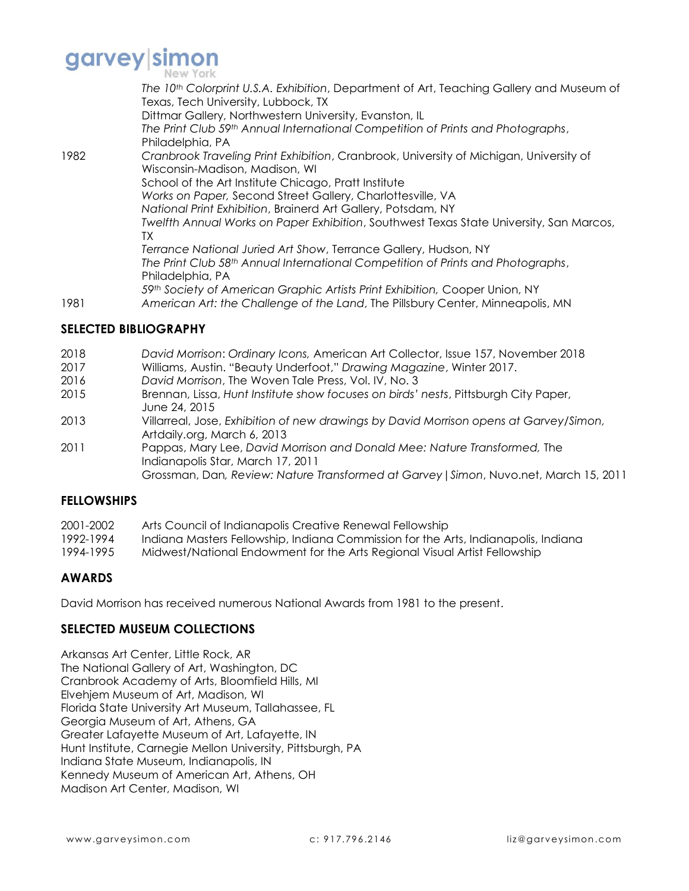*The 10th Colorprint U.S.A. Exhibition*, Department of Art, Teaching Gallery and Museum of Texas, Tech University, Lubbock, TX
Dittmar Gallery, Northwestern University, Evanston, IL
*The Print Club 59th Annual International Competition of Prints and Photographs*, Philadelphia, PA

1982 *Cranbrook Traveling Print Exhibition*, Cranbrook, University of Michigan, University of Wisconsin-Madison, Madison, WI
School of the Art Institute Chicago, Pratt Institute
*Works on Paper,* Second Street Gallery, Charlottesville, VA
*National Print Exhibition*, Brainerd Art Gallery, Potsdam, NY
*Twelfth Annual Works on Paper Exhibition*, Southwest Texas State University, San Marcos, TX
*Terrance National Juried Art Show*, Terrance Gallery, Hudson, NY
*The Print Club 58th Annual International Competition of Prints and Photographs*, Philadelphia, PA
*59th Society of American Graphic Artists Print Exhibition,* Cooper Union, NY

1981 *American Art: the Challenge of the Land*, The Pillsbury Center, Minneapolis, MN

## SELECTED BIBLIOGRAPHY

2018 *David Morrison*: *Ordinary Icons,* American Art Collector, Issue 157, November 2018
2017 Williams, Austin. "Beauty Underfoot," *Drawing Magazine*, Winter 2017.
2016 *David Morrison*, The Woven Tale Press, Vol. IV, No. 3
2015 Brennan, Lissa, *Hunt Institute show focuses on birds' nests*, Pittsburgh City Paper, June 24, 2015
2013 Villarreal, Jose, *Exhibition of new drawings by David Morrison opens at Garvey/Simon,* Artdaily.org, March 6, 2013
2011 Pappas, Mary Lee, *David Morrison and Donald Mee: Nature Transformed,* The Indianapolis Star, March 17, 2011
Grossman, Dan, *Review: Nature Transformed at Garvey|Simon*, Nuvo.net, March 15, 2011

## FELLOWSHIPS

2001-2002 Arts Council of Indianapolis Creative Renewal Fellowship
1992-1994 Indiana Masters Fellowship, Indiana Commission for the Arts, Indianapolis, Indiana
1994-1995 Midwest/National Endowment for the Arts Regional Visual Artist Fellowship

## AWARDS

David Morrison has received numerous National Awards from 1981 to the present.

## SELECTED MUSEUM COLLECTIONS

Arkansas Art Center, Little Rock, AR
The National Gallery of Art, Washington, DC
Cranbrook Academy of Arts, Bloomfield Hills, MI
Elvehjem Museum of Art, Madison, WI
Florida State University Art Museum, Tallahassee, FL
Georgia Museum of Art, Athens, GA
Greater Lafayette Museum of Art, Lafayette, IN
Hunt Institute, Carnegie Mellon University, Pittsburgh, PA
Indiana State Museum, Indianapolis, IN
Kennedy Museum of American Art, Athens, OH
Madison Art Center, Madison, WI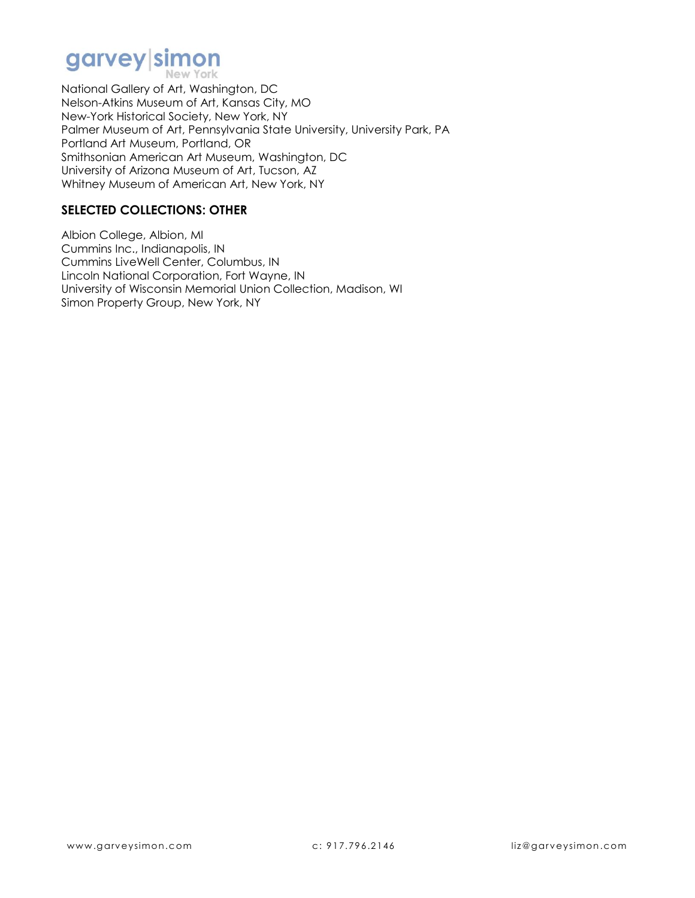National Gallery of Art, Washington, DC
Nelson-Atkins Museum of Art, Kansas City, MO
New-York Historical Society, New York, NY
Palmer Museum of Art, Pennsylvania State University, University Park, PA
Portland Art Museum, Portland, OR
Smithsonian American Art Museum, Washington, DC
University of Arizona Museum of Art, Tucson, AZ
Whitney Museum of American Art, New York, NY

## SELECTED COLLECTIONS: OTHER

Albion College, Albion, MI
Cummins Inc., Indianapolis, IN
Cummins LiveWell Center, Columbus, IN
Lincoln National Corporation, Fort Wayne, IN
University of Wisconsin Memorial Union Collection, Madison, WI
Simon Property Group, New York, NY